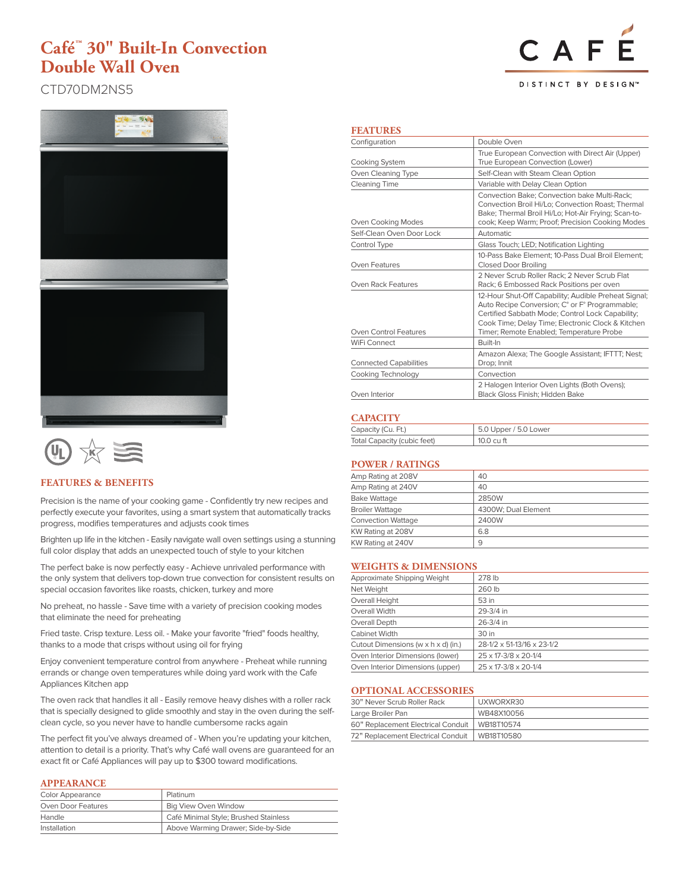# Café™ 30" Built-In Convection Double Wall Oven

CTD70DM2NS5

CAFÉ

DISTINCT BY DESIGN™

## FEATURES & BENEFITS

Precision is the name of your cooking game - Confidently try new recipes and perfectly execute your favorites, using a smart system that automatically tracks progress, modifies temperatures and adjusts cook times

Brighten up life in the kitchen - Easily navigate wall oven settings using a stunning full color display that adds an unexpected touch of style to your kitchen

The perfect bake is now perfectly easy - Achieve unrivaled performance with the only system that delivers top-down true convection for consistent results on special occasion favorites like roasts, chicken, turkey and more

No preheat, no hassle - Save time with a variety of precision cooking modes that eliminate the need for preheating

Fried taste. Crisp texture. Less oil. - Make your favorite "fried" foods healthy, thanks to a mode that crisps without using oil for frying

Enjoy convenient temperature control from anywhere - Preheat while running errands or change oven temperatures while doing yard work with the Cafe Appliances Kitchen app

The oven rack that handles it all - Easily remove heavy dishes with a roller rack that is specially designed to glide smoothly and stay in the oven during the self-clean cycle, so you never have to handle cumbersome racks again

The perfect fit you've always dreamed of - When you're updating your kitchen, attention to detail is a priority. That's why Café wall ovens are guaranteed for an exact fit or Café Appliances will pay up to $300 toward modifications.

## APPEARANCE

| | |
|---|---|
| Color Appearance | Platinum |
| Oven Door Features | Big View Oven Window |
| Handle | Café Minimal Style; Brushed Stainless |
| Installation | Above Warming Drawer; Side-by-Side |

## FEATURES

| | |
|---|---|
| Configuration | Double Oven |
| Cooking System | True European Convection with Direct Air (Upper) True European Convection (Lower) |
| Oven Cleaning Type | Self-Clean with Steam Clean Option |
| Cleaning Time | Variable with Delay Clean Option |
| Oven Cooking Modes | Convection Bake; Convection bake Multi-Rack; Convection Broil Hi/Lo; Convection Roast; Thermal Bake; Thermal Broil Hi/Lo; Hot-Air Frying; Scan-to-cook; Keep Warm; Proof; Precision Cooking Modes |
| Self-Clean Oven Door Lock | Automatic |
| Control Type | Glass Touch; LED; Notification Lighting |
| Oven Features | 10-Pass Bake Element; 10-Pass Dual Broil Element; Closed Door Broiling |
| Oven Rack Features | 2 Never Scrub Roller Rack; 2 Never Scrub Flat Rack; 6 Embossed Rack Positions per oven |
| Oven Control Features | 12-Hour Shut-Off Capability; Audible Preheat Signal; Auto Recipe Conversion; C° or F° Programmable; Certified Sabbath Mode; Control Lock Capability; Cook Time; Delay Time; Electronic Clock & Kitchen Timer; Remote Enabled; Temperature Probe |
| WiFi Connect | Built-In |
| Connected Capabilities | Amazon Alexa; The Google Assistant; IFTTT; Nest; Drop; Innit |
| Cooking Technology | Convection |
| Oven Interior | 2 Halogen Interior Oven Lights (Both Ovens); Black Gloss Finish; Hidden Bake |

## CAPACITY

| | |
|---|---|
| Capacity (Cu. Ft.) | 5.0 Upper / 5.0 Lower |
| Total Capacity (cubic feet) | 10.0 cu ft |

## POWER / RATINGS

| | |
|---|---|
| Amp Rating at 208V | 40 |
| Amp Rating at 240V | 40 |
| Bake Wattage | 2850W |
| Broiler Wattage | 4300W; Dual Element |
| Convection Wattage | 2400W |
| KW Rating at 208V | 6.8 |
| KW Rating at 240V | 9 |

## WEIGHTS & DIMENSIONS

| | |
|---|---|
| Approximate Shipping Weight | 278 lb |
| Net Weight | 260 lb |
| Overall Height | 53 in |
| Overall Width | 29-3/4 in |
| Overall Depth | 26-3/4 in |
| Cabinet Width | 30 in |
| Cutout Dimensions (w x h x d) (in.) | 28-1/2 x 51-13/16 x 23-1/2 |
| Oven Interior Dimensions (lower) | 25 x 17-3/8 x 20-1/4 |
| Oven Interior Dimensions (upper) | 25 x 17-3/8 x 20-1/4 |

## OPTIONAL ACCESSORIES

| | |
|---|---|
| 30" Never Scrub Roller Rack | UXWORXR30 |
| Large Broiler Pan | WB48X10056 |
| 60" Replacement Electrical Conduit | WB18T10574 |
| 72" Replacement Electrical Conduit | WB18T10580 |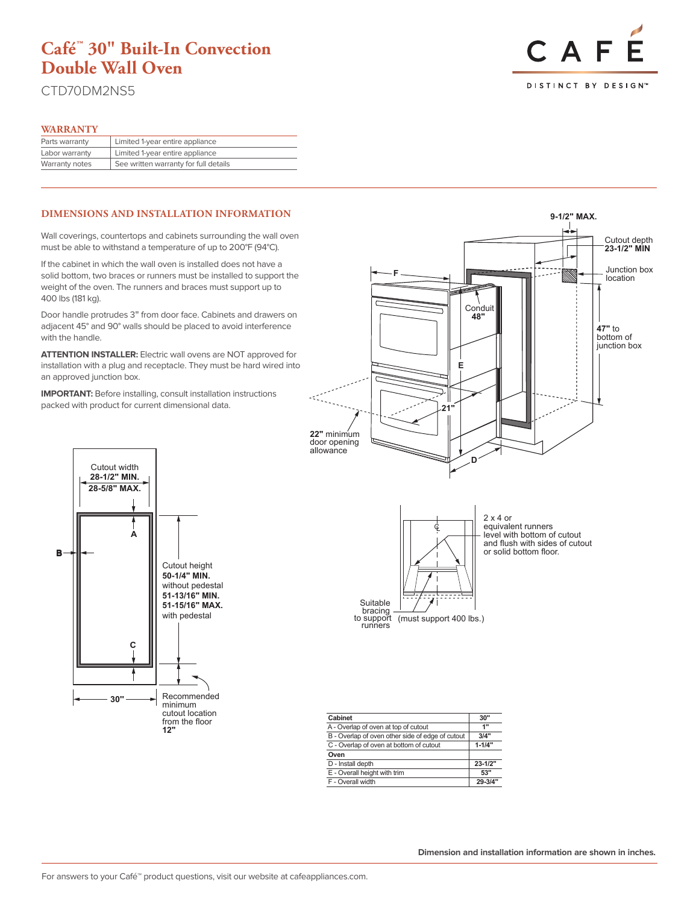# Café™ 30" Built-In Convection Double Wall Oven

CTD70DM2NS5

CAFÉ

DISTINCT BY DESIGN™

## WARRANTY

| | |
|---|---|
| Parts warranty | Limited 1-year entire appliance |
| Labor warranty | Limited 1-year entire appliance |
| Warranty notes | See written warranty for full details |

## DIMENSIONS AND INSTALLATION INFORMATION

Wall coverings, countertops and cabinets surrounding the wall oven must be able to withstand a temperature of up to 200°F (94°C).

If the cabinet in which the wall oven is installed does not have a solid bottom, two braces or runners must be installed to support the weight of the oven. The runners and braces must support up to 400 lbs (181 kg).

Door handle protrudes 3" from door face. Cabinets and drawers on adjacent 45° and 90° walls should be placed to avoid interference with the handle.

**ATTENTION INSTALLER:** Electric wall ovens are NOT approved for installation with a plug and receptacle. They must be hard wired into an approved junction box.

**IMPORTANT:** Before installing, consult installation instructions packed with product for current dimensional data.

Cutout width **28-1/2" MIN.** **28-5/8" MAX.**

Cutout height **50-1/4" MIN.** without pedestal **51-13/16" MIN.** **51-15/16" MAX.** with pedestal

**30"**

Recommended minimum cutout location from the floor **12"**

**9-1/2" MAX.**

Cutout depth **23-1/2" MIN**

Junction box location

Conduit **48"**

**47"** to bottom of junction box

**21"**

**22"** minimum door opening allowance

2 x 4 or equivalent runners level with bottom of cutout and flush with sides of cutout or solid bottom floor.

Suitable bracing to support runners (must support 400 lbs.)

| Cabinet | 30" |
|---|---|
| A - Overlap of oven at top of cutout | 1" |
| B - Overlap of oven other side of edge of cutout | 3/4" |
| C - Overlap of oven at bottom of cutout | 1-1/4" |
| **Oven** | |
| D - Install depth | 23-1/2" |
| E - Overall height with trim | 53" |
| F - Overall width | 29-3/4" |

**Dimension and installation information are shown in inches.**

For answers to your Café™ product questions, visit our website at cafeappliances.com.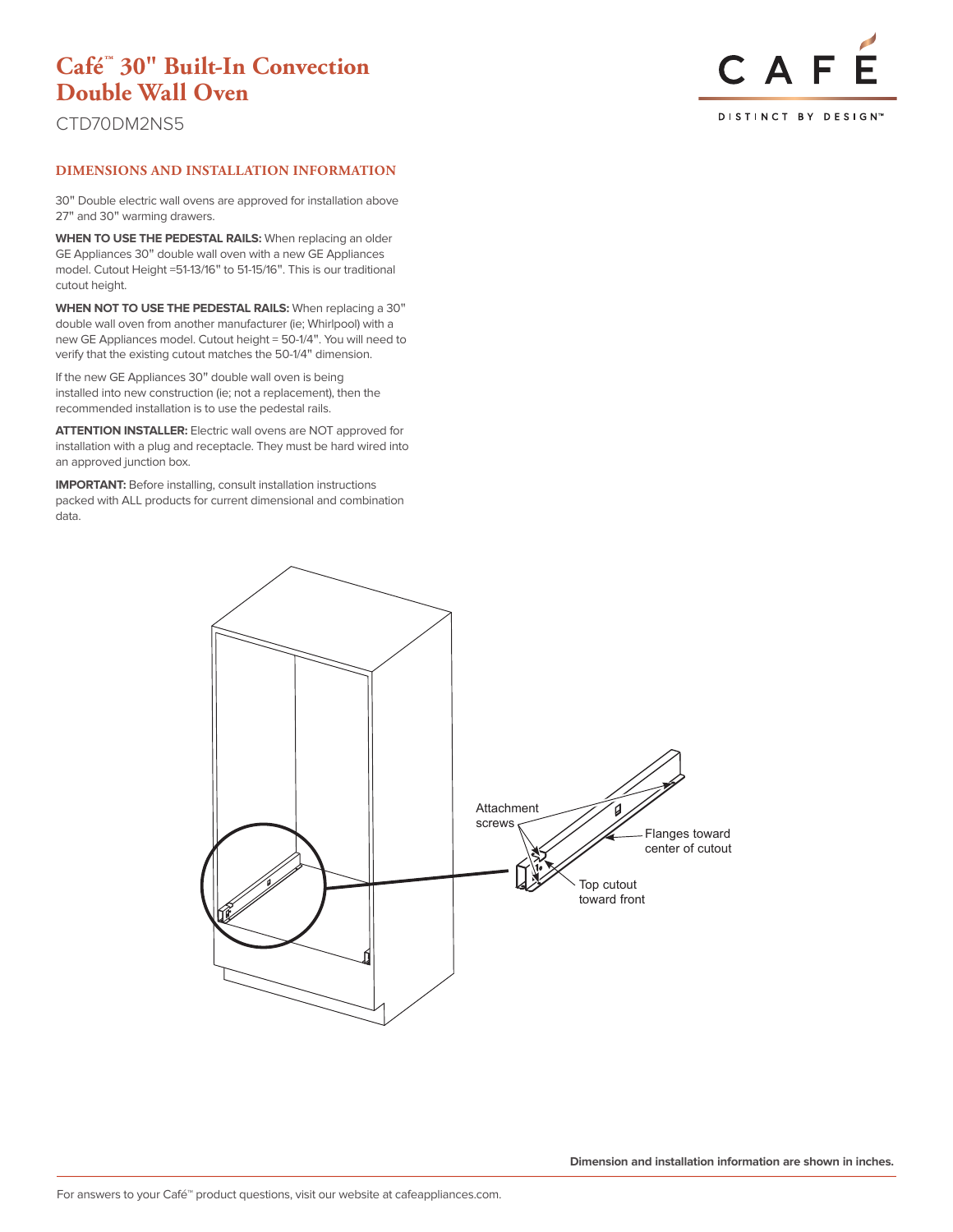# Café™ 30" Built-In Convection Double Wall Oven

CTD70DM2NS5

## DIMENSIONS AND INSTALLATION INFORMATION

30" Double electric wall ovens are approved for installation above 27" and 30" warming drawers.

**WHEN TO USE THE PEDESTAL RAILS:** When replacing an older GE Appliances 30" double wall oven with a new GE Appliances model. Cutout Height =51-13/16" to 51-15/16". This is our traditional cutout height.

**WHEN NOT TO USE THE PEDESTAL RAILS:** When replacing a 30" double wall oven from another manufacturer (ie; Whirlpool) with a new GE Appliances model. Cutout height = 50-1/4". You will need to verify that the existing cutout matches the 50-1/4" dimension.

If the new GE Appliances 30" double wall oven is being installed into new construction (ie; not a replacement), then the recommended installation is to use the pedestal rails.

**ATTENTION INSTALLER:** Electric wall ovens are NOT approved for installation with a plug and receptacle. They must be hard wired into an approved junction box.

**IMPORTANT:** Before installing, consult installation instructions packed with ALL products for current dimensional and combination data.

Attachment screws

Flanges toward center of cutout

Top cutout toward front

**Dimension and installation information are shown in inches.**

For answers to your Café™ product questions, visit our website at cafeappliances.com.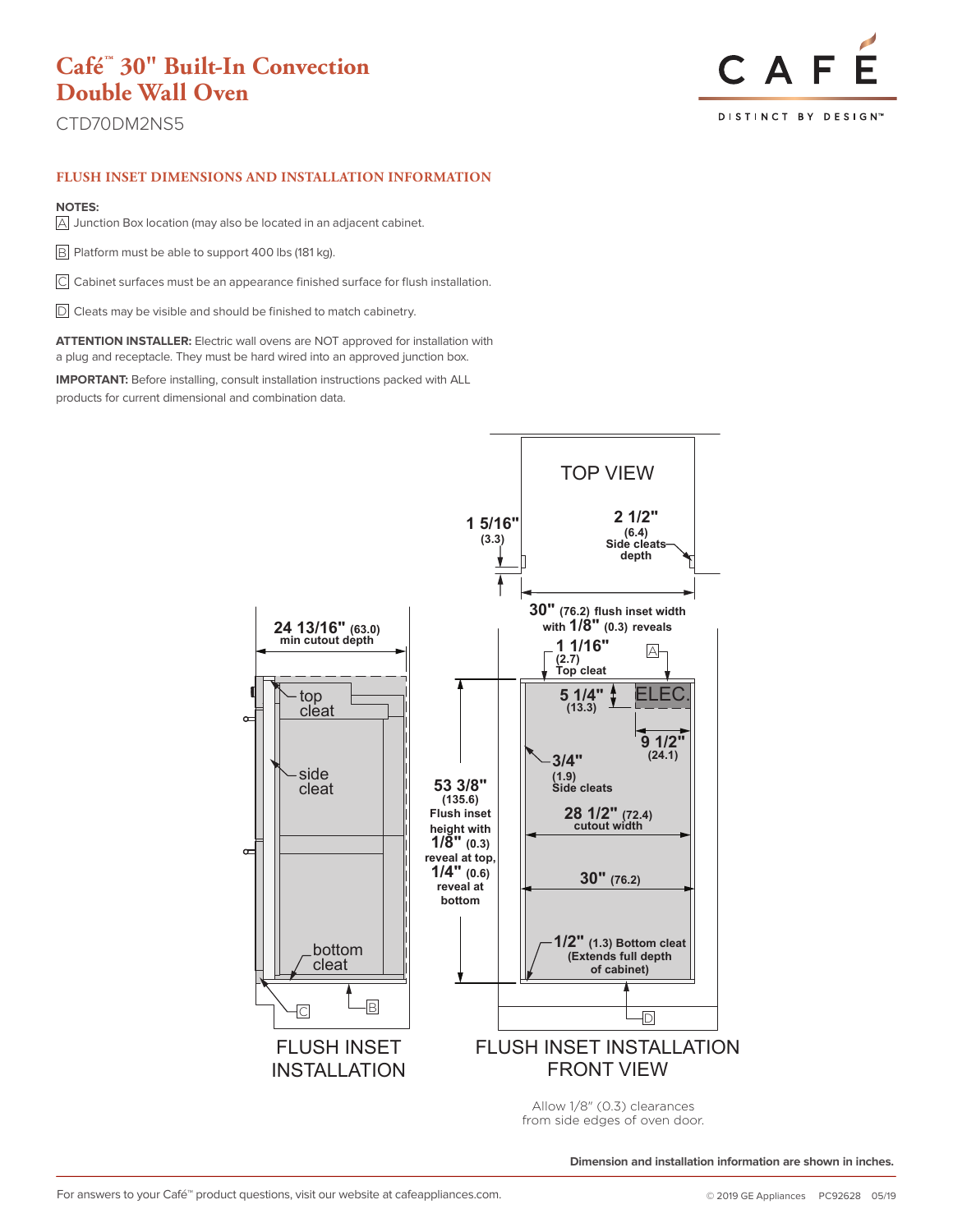# Café™ 30" Built-In Convection Double Wall Oven

CTD70DM2NS5

CAFÉ

DISTINCT BY DESIGN™

## FLUSH INSET DIMENSIONS AND INSTALLATION INFORMATION

**NOTES:**

A Junction Box location (may also be located in an adjacent cabinet.

B Platform must be able to support 400 lbs (181 kg).

C Cabinet surfaces must be an appearance finished surface for flush installation.

D Cleats may be visible and should be finished to match cabinetry.

**ATTENTION INSTALLER:** Electric wall ovens are NOT approved for installation with a plug and receptacle. They must be hard wired into an approved junction box.

**IMPORTANT:** Before installing, consult installation instructions packed with ALL products for current dimensional and combination data.

TOP VIEW

1 5/16" (3.3)

2 1/2" (6.4) Side cleats depth

30" (76.2) flush inset width with 1/8" (0.3) reveals

24 13/16" (63.0) min cutout depth

top cleat

side cleat

bottom cleat

FLUSH INSET INSTALLATION

1 1/16" (2.7) Top cleat

5 1/4" (13.3)

ELEC.

9 1/2" (24.1)

3/4" (1.9) Side cleats

53 3/8" (135.6) Flush inset height with 1/8" (0.3) reveal at top, 1/4" (0.6) reveal at bottom

28 1/2" (72.4) cutout width

30" (76.2)

1/2" (1.3) Bottom cleat (Extends full depth of cabinet)

FLUSH INSET INSTALLATION FRONT VIEW

Allow 1/8" (0.3) clearances from side edges of oven door.

**Dimension and installation information are shown in inches.**

For answers to your Café™ product questions, visit our website at cafeappliances.com.

© 2019 GE Appliances PC92628 05/19